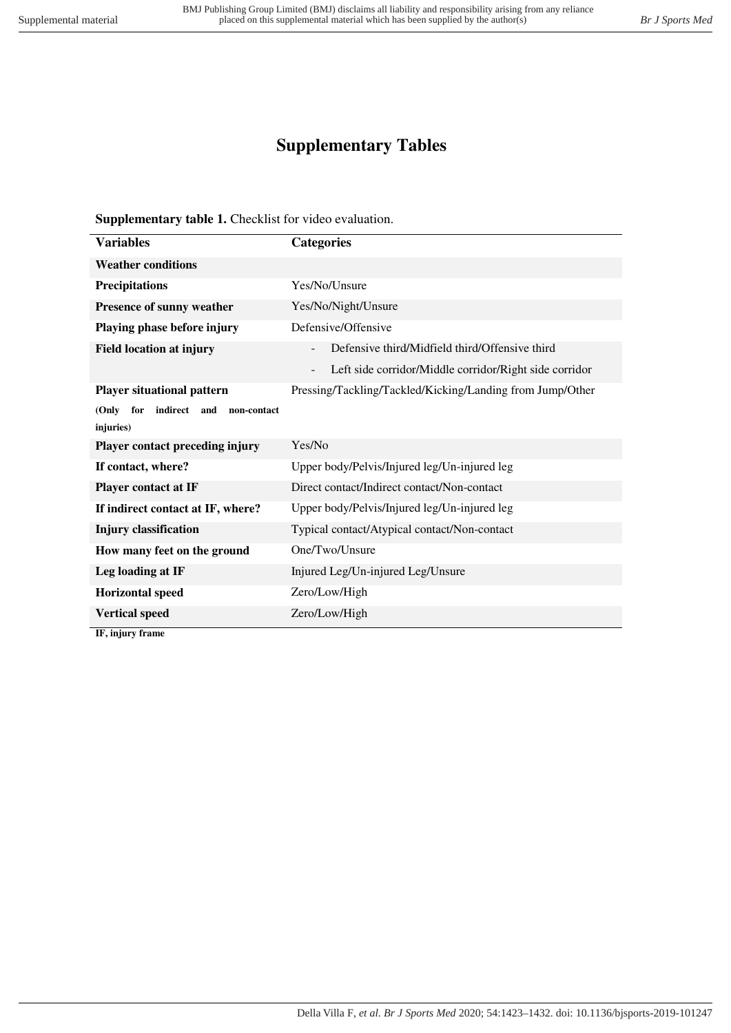# Supplementary Tables

**Supplementary table 1.** Checklist for video evaluation.

| **Variables** | **Categories** |
|---|---|
| **Weather conditions** | |
| **Precipitations** | Yes/No/Unsure |
| **Presence of sunny weather** | Yes/No/Night/Unsure |
| **Playing phase before injury** | Defensive/Offensive |
| **Field location at injury** | - Defensive third/Midfield third/Offensive third<br>- Left side corridor/Middle corridor/Right side corridor |
| **Player situational pattern**<br>**(Only for indirect and non-contact injuries)** | Pressing/Tackling/Tackled/Kicking/Landing from Jump/Other |
| **Player contact preceding injury** | Yes/No |
| **If contact, where?** | Upper body/Pelvis/Injured leg/Un-injured leg |
| **Player contact at IF** | Direct contact/Indirect contact/Non-contact |
| **If indirect contact at IF, where?** | Upper body/Pelvis/Injured leg/Un-injured leg |
| **Injury classification** | Typical contact/Atypical contact/Non-contact |
| **How many feet on the ground** | One/Two/Unsure |
| **Leg loading at IF** | Injured Leg/Un-injured Leg/Unsure |
| **Horizontal speed** | Zero/Low/High |
| **Vertical speed** | Zero/Low/High |

**IF, injury frame**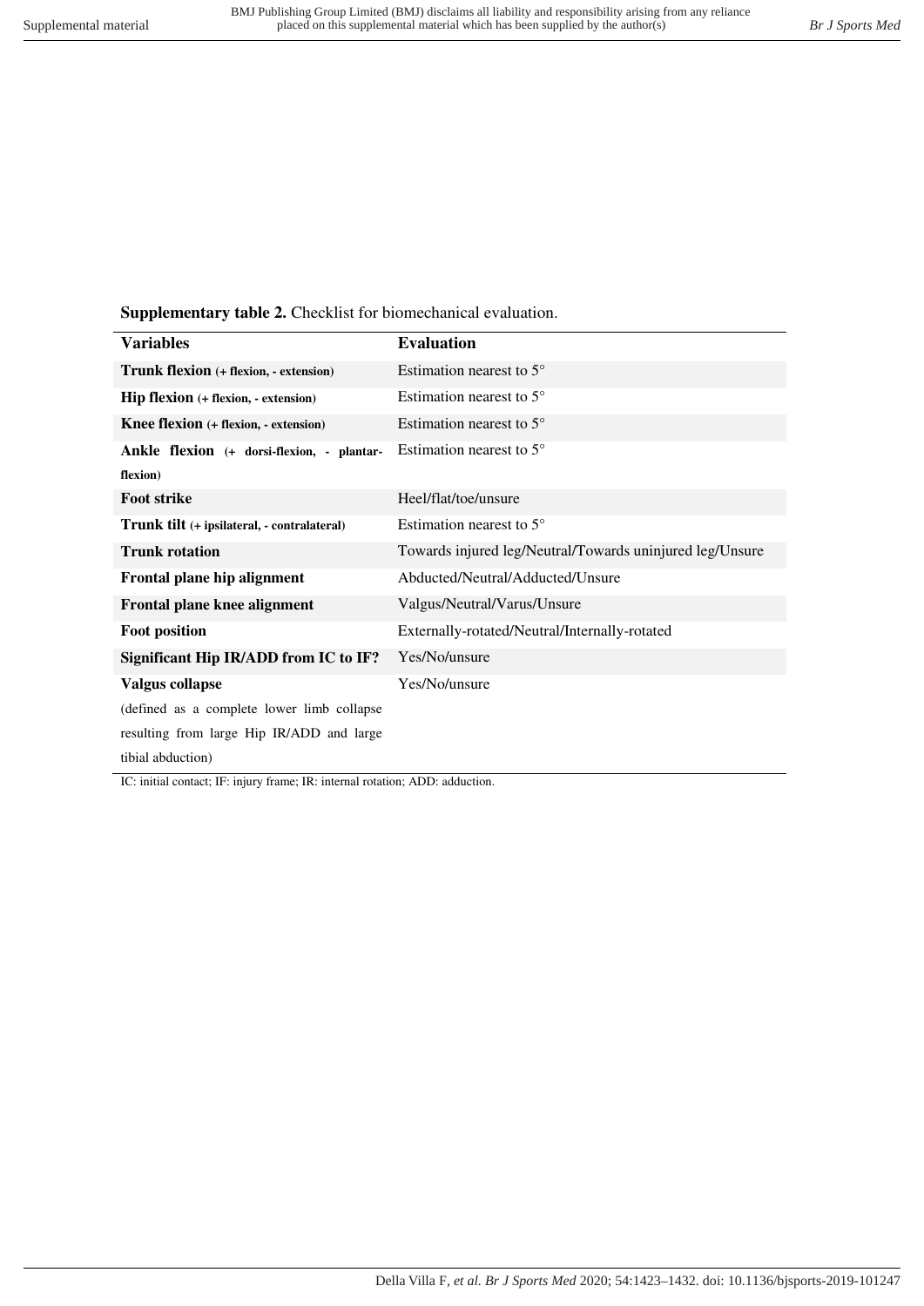**Supplementary table 2.** Checklist for biomechanical evaluation.

| Variables | Evaluation |
|---|---|
| **Trunk flexion** (+ flexion, - extension) | Estimation nearest to 5° |
| **Hip flexion** (+ flexion, - extension) | Estimation nearest to 5° |
| **Knee flexion** (+ flexion, - extension) | Estimation nearest to 5° |
| **Ankle flexion** (+ dorsi-flexion, - plantar-flexion) | Estimation nearest to 5° |
| **Foot strike** | Heel/flat/toe/unsure |
| **Trunk tilt** (+ ipsilateral, - contralateral) | Estimation nearest to 5° |
| **Trunk rotation** | Towards injured leg/Neutral/Towards uninjured leg/Unsure |
| **Frontal plane hip alignment** | Abducted/Neutral/Adducted/Unsure |
| **Frontal plane knee alignment** | Valgus/Neutral/Varus/Unsure |
| **Foot position** | Externally-rotated/Neutral/Internally-rotated |
| **Significant Hip IR/ADD from IC to IF?** | Yes/No/unsure |
| **Valgus collapse** (defined as a complete lower limb collapse resulting from large Hip IR/ADD and large tibial abduction) | Yes/No/unsure |

IC: initial contact; IF: injury frame; IR: internal rotation; ADD: adduction.